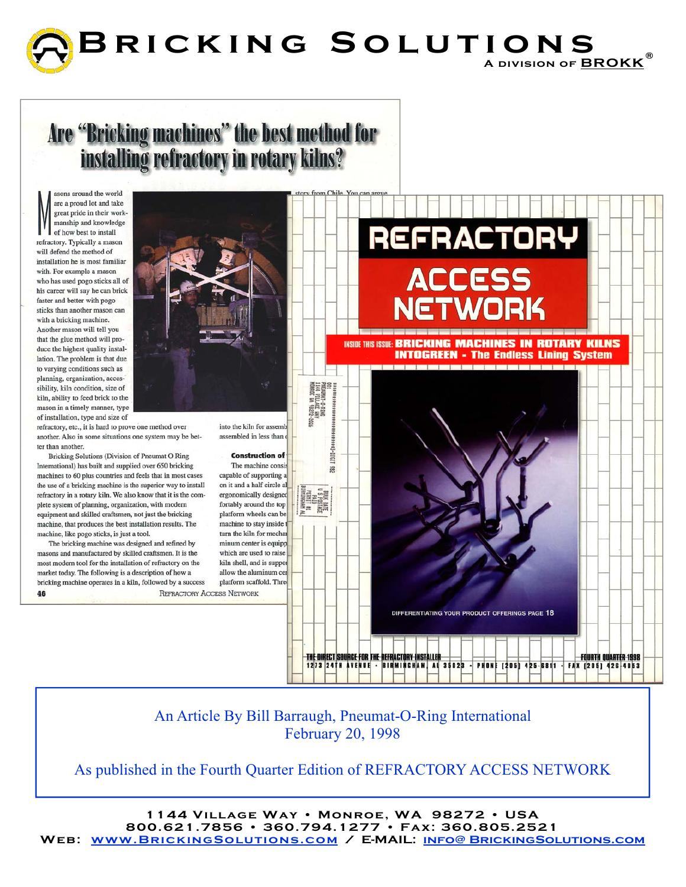# BRICKING SOLUTIONS

A DIVISION OF BROKK®

## Are "Bricking machines" the best method for installing refractory in rotary kilns?

Masons around the world are a proud lot and take great pride in their workmanship and knowledge of how best to install refractory. Typically a mason will defend the method of installation he is most familiar with. For example a mason who has used pogo sticks all of his career will say he can brick faster and better with pogo sticks than another mason can with a bricking machine. Another mason will tell you that the glue method will produce the highest quality installation. The problem is that due to varying conditions such as planning, organization, accessibility, kiln condition, size of kiln, ability to feed brick to the mason in a timely manner, type of installation, type and size of refractory, etc., it is hard to prove one method over another. Also in some situations one system may be better than another.

Bricking Solutions (Division of Pneumat O Ring International) has built and supplied over 650 bricking machines to 60 plus countries and feels that in most cases the use of a bricking machine is the superior way to install refractory in a rotary kiln. We also know that it is the complete system of planning, organization, with modern equipment and skilled craftsmen, not just the bricking machine, that produces the best installation results. The machine, like pogo sticks, is just a tool.

The bricking machine was designed and refined by masons and manufactured by skilled craftsmen. It is the most modern tool for the installation of refractory on the market today. The following is a description of how a bricking machine operates in a kiln, followed by a success

## REFRACTORY ACCESS NETWORK

INSIDE THIS ISSUE: BRICKING MACHINES IN ROTARY KILNS
INTOGREEN - The Endless Lining System

DIFFERENTIATING YOUR PRODUCT OFFERINGS PAGE 18

THE DIRECT SOURCE FOR THE REFRACTORY INSTALLER — FOURTH QUARTER 1998
1273 24TH AVENUE · BIRMINGHAM, AL 35023 · PHONE (205) 425-6811 · FAX (205) 426-4053

An Article By Bill Barraugh, Pneumat-O-Ring International
February 20, 1998

As published in the Fourth Quarter Edition of REFRACTORY ACCESS NETWORK

1144 Village Way • Monroe, WA 98272 • USA
800.621.7856 • 360.794.1277 • Fax: 360.805.2521
Web: www.BrickingSolutions.com / E-MAIL: info@BrickingSolutions.com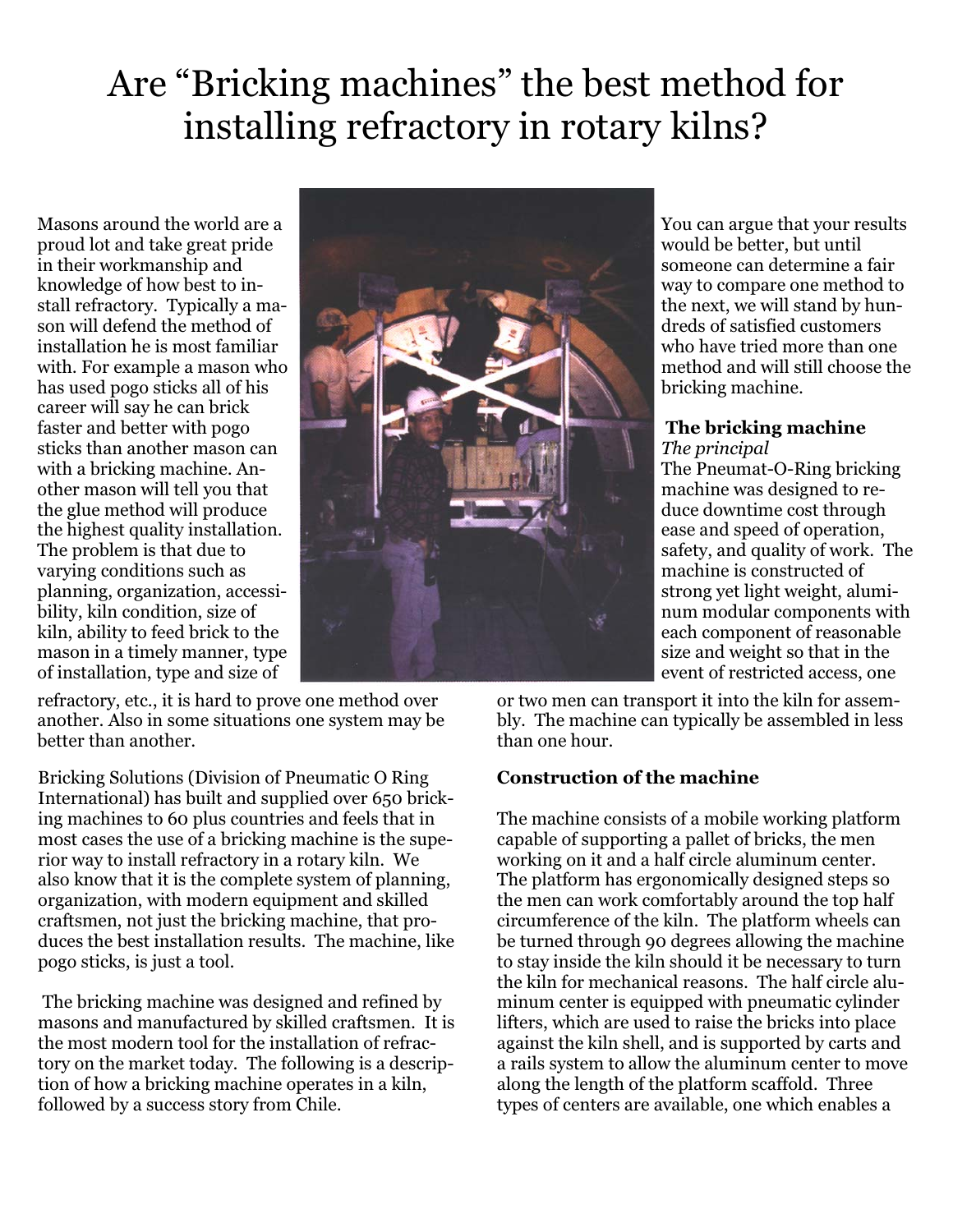# Are "Bricking machines" the best method for installing refractory in rotary kilns?

Masons around the world are a proud lot and take great pride in their workmanship and knowledge of how best to install refractory. Typically a mason will defend the method of installation he is most familiar with. For example a mason who has used pogo sticks all of his career will say he can brick faster and better with pogo sticks than another mason can with a bricking machine. Another mason will tell you that the glue method will produce the highest quality installation. The problem is that due to varying conditions such as planning, organization, accessibility, kiln condition, size of kiln, ability to feed brick to the mason in a timely manner, type of installation, type and size of refractory, etc., it is hard to prove one method over another. Also in some situations one system may be better than another.

Bricking Solutions (Division of Pneumatic O Ring International) has built and supplied over 650 bricking machines to 60 plus countries and feels that in most cases the use of a bricking machine is the superior way to install refractory in a rotary kiln. We also know that it is the complete system of planning, organization, with modern equipment and skilled craftsmen, not just the bricking machine, that produces the best installation results. The machine, like pogo sticks, is just a tool.

The bricking machine was designed and refined by masons and manufactured by skilled craftsmen. It is the most modern tool for the installation of refractory on the market today. The following is a description of how a bricking machine operates in a kiln, followed by a success story from Chile.

You can argue that your results would be better, but until someone can determine a fair way to compare one method to the next, we will stand by hundreds of satisfied customers who have tried more than one method and will still choose the bricking machine.

**The bricking machine**

*The principal*

The Pneumat-O-Ring bricking machine was designed to reduce downtime cost through ease and speed of operation, safety, and quality of work. The machine is constructed of strong yet light weight, aluminum modular components with each component of reasonable size and weight so that in the event of restricted access, one or two men can transport it into the kiln for assembly. The machine can typically be assembled in less than one hour.

**Construction of the machine**

The machine consists of a mobile working platform capable of supporting a pallet of bricks, the men working on it and a half circle aluminum center. The platform has ergonomically designed steps so the men can work comfortably around the top half circumference of the kiln. The platform wheels can be turned through 90 degrees allowing the machine to stay inside the kiln should it be necessary to turn the kiln for mechanical reasons. The half circle aluminum center is equipped with pneumatic cylinder lifters, which are used to raise the bricks into place against the kiln shell, and is supported by carts and a rails system to allow the aluminum center to move along the length of the platform scaffold. Three types of centers are available, one which enables a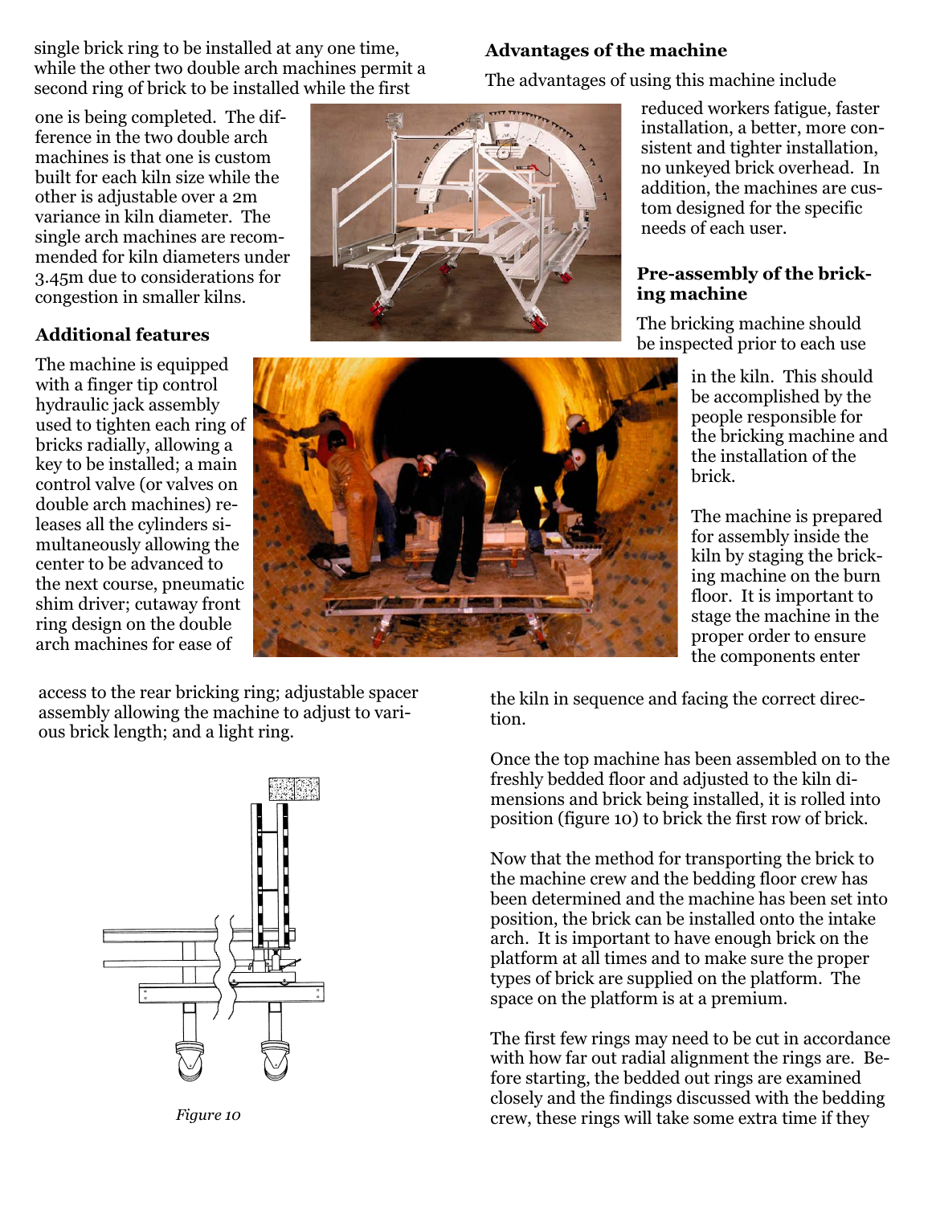single brick ring to be installed at any one time, while the other two double arch machines permit a second ring of brick to be installed while the first one is being completed. The difference in the two double arch machines is that one is custom built for each kiln size while the other is adjustable over a 2m variance in kiln diameter. The single arch machines are recommended for kiln diameters under 3.45m due to considerations for congestion in smaller kilns.

### Additional features

The machine is equipped with a finger tip control hydraulic jack assembly used to tighten each ring of bricks radially, allowing a key to be installed; a main control valve (or valves on double arch machines) releases all the cylinders simultaneously allowing the center to be advanced to the next course, pneumatic shim driver; cutaway front ring design on the double arch machines for ease of access to the rear bricking ring; adjustable spacer assembly allowing the machine to adjust to various brick length; and a light ring.

*Figure 10*

### Advantages of the machine

The advantages of using this machine include reduced workers fatigue, faster installation, a better, more consistent and tighter installation, no unkeyed brick overhead. In addition, the machines are custom designed for the specific needs of each user.

### Pre-assembly of the bricking machine

The bricking machine should be inspected prior to each use in the kiln. This should be accomplished by the people responsible for the bricking machine and the installation of the brick.

The machine is prepared for assembly inside the kiln by staging the bricking machine on the burn floor. It is important to stage the machine in the proper order to ensure the components enter the kiln in sequence and facing the correct direction.

Once the top machine has been assembled on to the freshly bedded floor and adjusted to the kiln dimensions and brick being installed, it is rolled into position (figure 10) to brick the first row of brick.

Now that the method for transporting the brick to the machine crew and the bedding floor crew has been determined and the machine has been set into position, the brick can be installed onto the intake arch. It is important to have enough brick on the platform at all times and to make sure the proper types of brick are supplied on the platform. The space on the platform is at a premium.

The first few rings may need to be cut in accordance with how far out radial alignment the rings are. Before starting, the bedded out rings are examined closely and the findings discussed with the bedding crew, these rings will take some extra time if they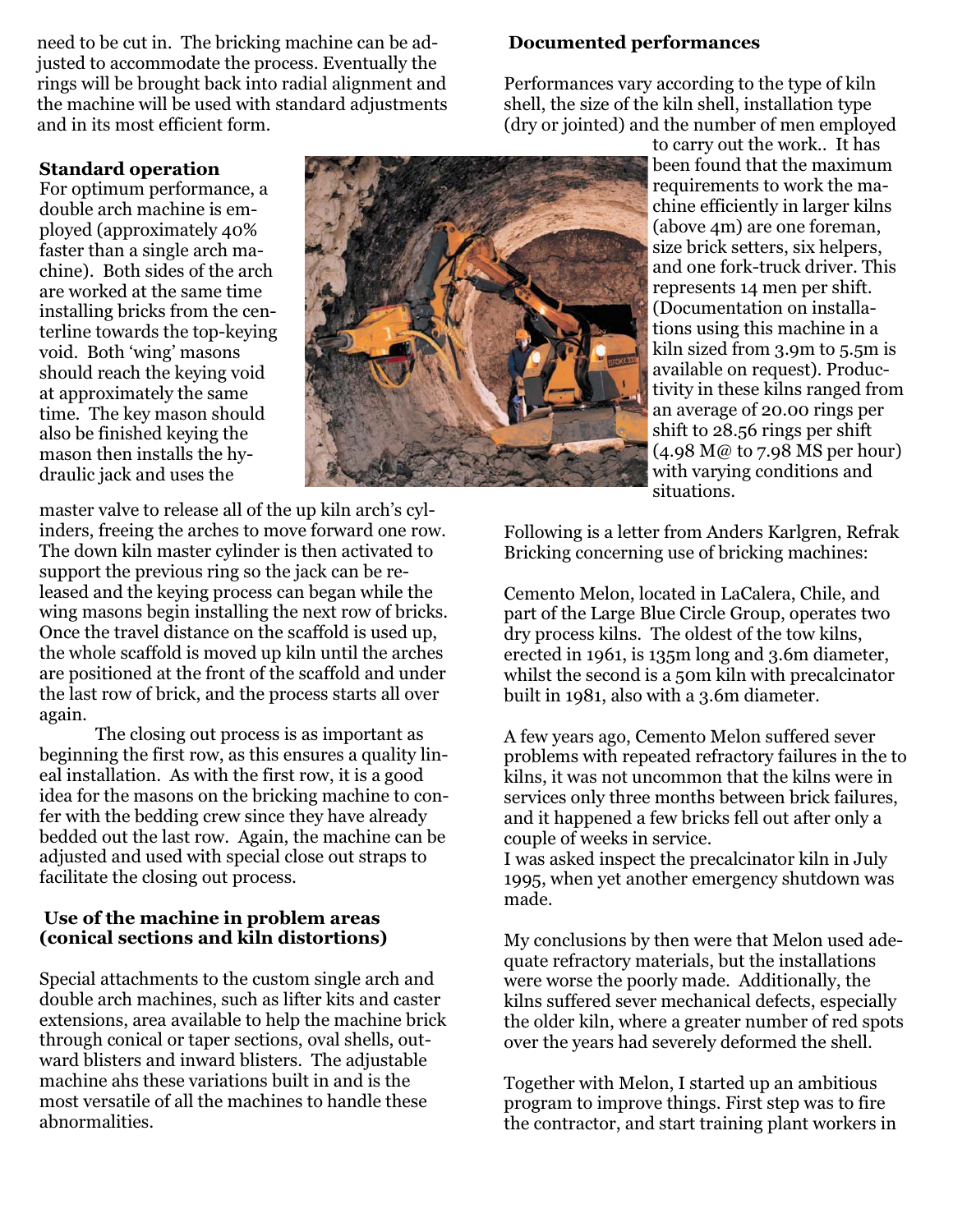need to be cut in. The bricking machine can be adjusted to accommodate the process. Eventually the rings will be brought back into radial alignment and the machine will be used with standard adjustments and in its most efficient form.

**Standard operation**

For optimum performance, a double arch machine is employed (approximately 40% faster than a single arch machine). Both sides of the arch are worked at the same time installing bricks from the centerline towards the top-keying void. Both 'wing' masons should reach the keying void at approximately the same time. The key mason should also be finished keying the mason then installs the hydraulic jack and uses the master valve to release all of the up kiln arch's cylinders, freeing the arches to move forward one row. The down kiln master cylinder is then activated to support the previous ring so the jack can be released and the keying process can began while the wing masons begin installing the next row of bricks. Once the travel distance on the scaffold is used up, the whole scaffold is moved up kiln until the arches are positioned at the front of the scaffold and under the last row of brick, and the process starts all over again.

The closing out process is as important as beginning the first row, as this ensures a quality lineal installation. As with the first row, it is a good idea for the masons on the bricking machine to confer with the bedding crew since they have already bedded out the last row. Again, the machine can be adjusted and used with special close out straps to facilitate the closing out process.

**Use of the machine in problem areas (conical sections and kiln distortions)**

Special attachments to the custom single arch and double arch machines, such as lifter kits and caster extensions, area available to help the machine brick through conical or taper sections, oval shells, outward blisters and inward blisters. The adjustable machine ahs these variations built in and is the most versatile of all the machines to handle these abnormalities.

**Documented performances**

Performances vary according to the type of kiln shell, the size of the kiln shell, installation type (dry or jointed) and the number of men employed to carry out the work.. It has been found that the maximum requirements to work the machine efficiently in larger kilns (above 4m) are one foreman, size brick setters, six helpers, and one fork-truck driver. This represents 14 men per shift. (Documentation on installations using this machine in a kiln sized from 3.9m to 5.5m is available on request). Productivity in these kilns ranged from an average of 20.00 rings per shift to 28.56 rings per shift (4.98 M@ to 7.98 MS per hour) with varying conditions and situations.

Following is a letter from Anders Karlgren, Refrak Bricking concerning use of bricking machines:

Cemento Melon, located in LaCalera, Chile, and part of the Large Blue Circle Group, operates two dry process kilns. The oldest of the tow kilns, erected in 1961, is 135m long and 3.6m diameter, whilst the second is a 50m kiln with precalcinator built in 1981, also with a 3.6m diameter.

A few years ago, Cemento Melon suffered sever problems with repeated refractory failures in the to kilns, it was not uncommon that the kilns were in services only three months between brick failures, and it happened a few bricks fell out after only a couple of weeks in service.

I was asked inspect the precalcinator kiln in July 1995, when yet another emergency shutdown was made.

My conclusions by then were that Melon used adequate refractory materials, but the installations were worse the poorly made. Additionally, the kilns suffered sever mechanical defects, especially the older kiln, where a greater number of red spots over the years had severely deformed the shell.

Together with Melon, I started up an ambitious program to improve things. First step was to fire the contractor, and start training plant workers in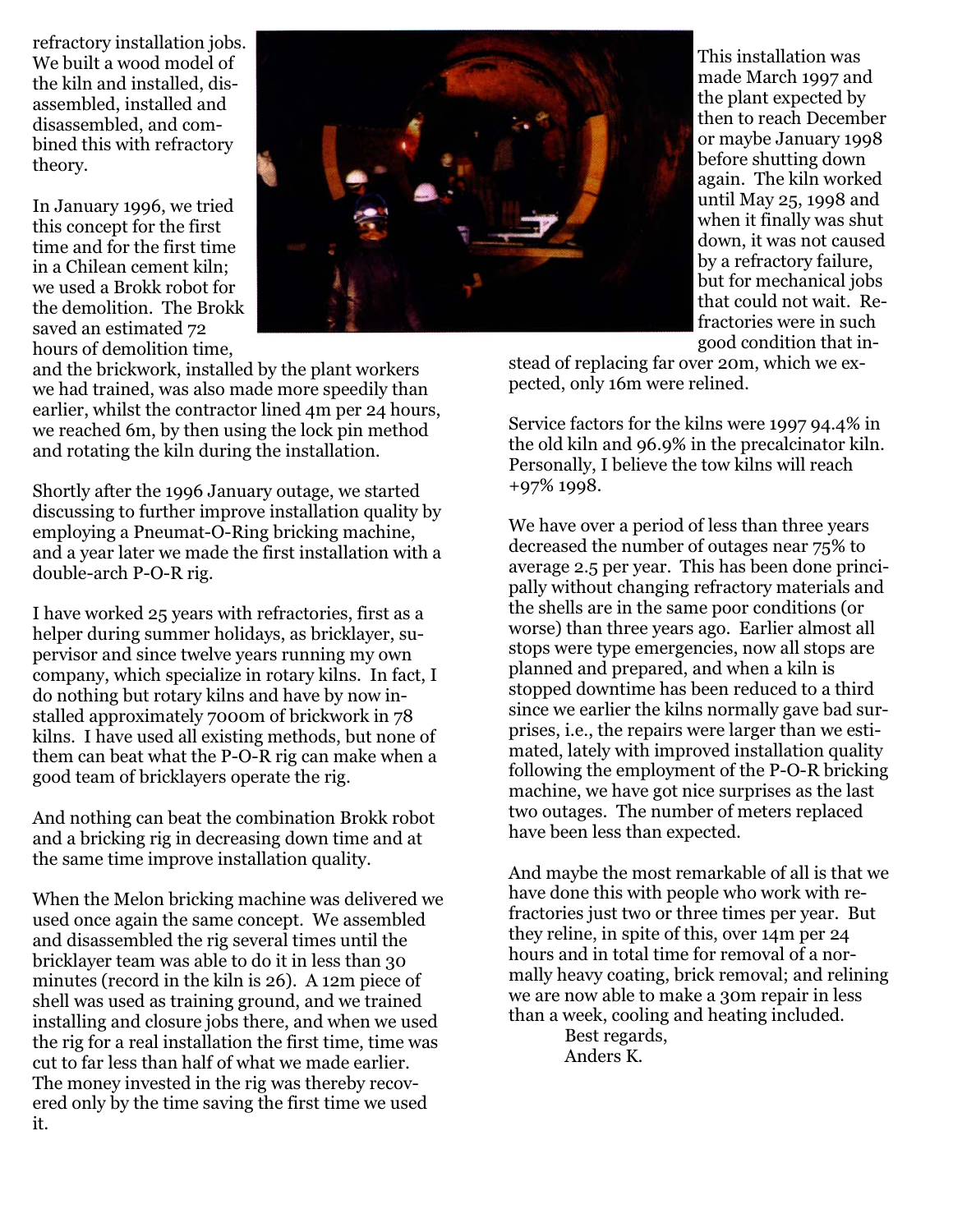refractory installation jobs. We built a wood model of the kiln and installed, disassembled, installed and disassembled, and combined this with refractory theory.

In January 1996, we tried this concept for the first time and for the first time in a Chilean cement kiln; we used a Brokk robot for the demolition. The Brokk saved an estimated 72 hours of demolition time, and the brickwork, installed by the plant workers we had trained, was also made more speedily than earlier, whilst the contractor lined 4m per 24 hours, we reached 6m, by then using the lock pin method and rotating the kiln during the installation.

Shortly after the 1996 January outage, we started discussing to further improve installation quality by employing a Pneumat-O-Ring bricking machine, and a year later we made the first installation with a double-arch P-O-R rig.

I have worked 25 years with refractories, first as a helper during summer holidays, as bricklayer, supervisor and since twelve years running my own company, which specialize in rotary kilns. In fact, I do nothing but rotary kilns and have by now installed approximately 7000m of brickwork in 78 kilns. I have used all existing methods, but none of them can beat what the P-O-R rig can make when a good team of bricklayers operate the rig.

And nothing can beat the combination Brokk robot and a bricking rig in decreasing down time and at the same time improve installation quality.

When the Melon bricking machine was delivered we used once again the same concept. We assembled and disassembled the rig several times until the bricklayer team was able to do it in less than 30 minutes (record in the kiln is 26). A 12m piece of shell was used as training ground, and we trained installing and closure jobs there, and when we used the rig for a real installation the first time, time was cut to far less than half of what we made earlier. The money invested in the rig was thereby recovered only by the time saving the first time we used it.

This installation was made March 1997 and the plant expected by then to reach December or maybe January 1998 before shutting down again. The kiln worked until May 25, 1998 and when it finally was shut down, it was not caused by a refractory failure, but for mechanical jobs that could not wait. Refractories were in such good condition that instead of replacing far over 20m, which we expected, only 16m were relined.

Service factors for the kilns were 1997 94.4% in the old kiln and 96.9% in the precalcinator kiln. Personally, I believe the tow kilns will reach +97% 1998.

We have over a period of less than three years decreased the number of outages near 75% to average 2.5 per year. This has been done principally without changing refractory materials and the shells are in the same poor conditions (or worse) than three years ago. Earlier almost all stops were type emergencies, now all stops are planned and prepared, and when a kiln is stopped downtime has been reduced to a third since we earlier the kilns normally gave bad surprises, i.e., the repairs were larger than we estimated, lately with improved installation quality following the employment of the P-O-R bricking machine, we have got nice surprises as the last two outages. The number of meters replaced have been less than expected.

And maybe the most remarkable of all is that we have done this with people who work with refractories just two or three times per year. But they reline, in spite of this, over 14m per 24 hours and in total time for removal of a normally heavy coating, brick removal; and relining we are now able to make a 30m repair in less than a week, cooling and heating included.

Best regards,
Anders K.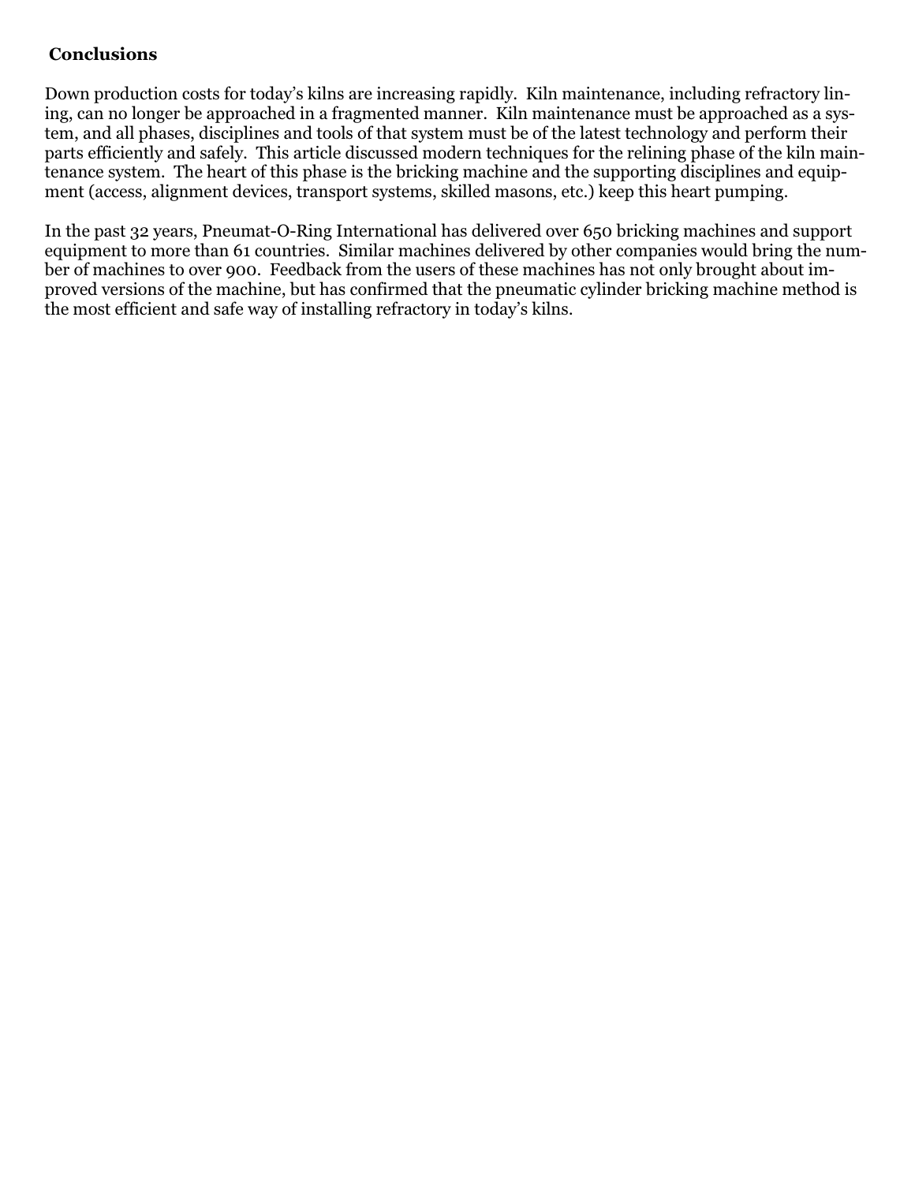## Conclusions

Down production costs for today's kilns are increasing rapidly. Kiln maintenance, including refractory lining, can no longer be approached in a fragmented manner. Kiln maintenance must be approached as a system, and all phases, disciplines and tools of that system must be of the latest technology and perform their parts efficiently and safely. This article discussed modern techniques for the relining phase of the kiln maintenance system. The heart of this phase is the bricking machine and the supporting disciplines and equipment (access, alignment devices, transport systems, skilled masons, etc.) keep this heart pumping.

In the past 32 years, Pneumat-O-Ring International has delivered over 650 bricking machines and support equipment to more than 61 countries. Similar machines delivered by other companies would bring the number of machines to over 900. Feedback from the users of these machines has not only brought about improved versions of the machine, but has confirmed that the pneumatic cylinder bricking machine method is the most efficient and safe way of installing refractory in today's kilns.